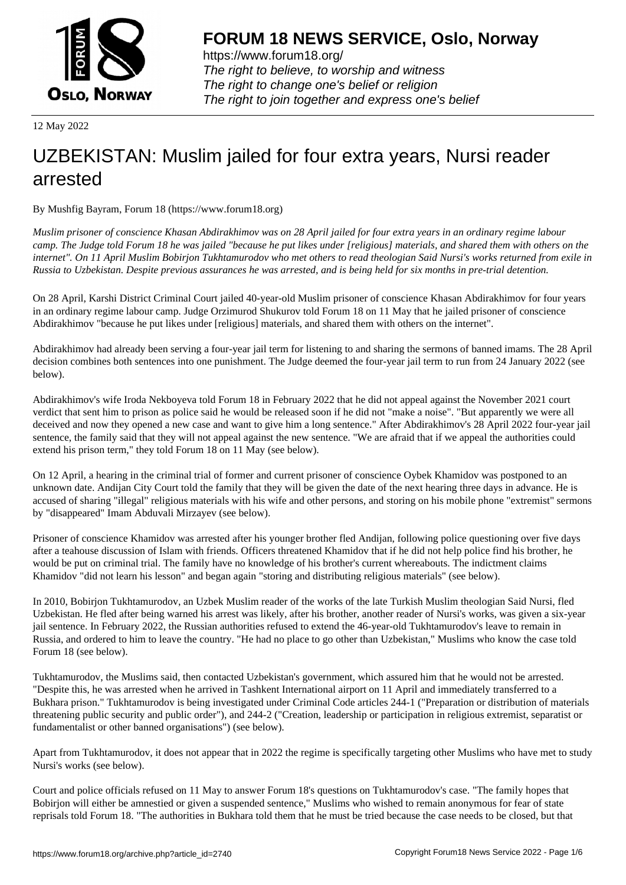12 May 2022

# UZBEKISTAN: Muslim jailed for four extra years, Nursi reader arrested

By Mushfig Bayram, Forum 18 (https://www.forum18.org)

*Muslim prisoner of conscience Khasan Abdirakhimov was on 28 April jailed for four extra years in an ordinary regime labour camp. The Judge told Forum 18 he was jailed "because he put likes under [religious] materials, and shared them with others on the internet". On 11 April Muslim Bobirjon Tukhtamurodov who met others to read theologian Said Nursi's works returned from exile in Russia to Uzbekistan. Despite previous assurances he was arrested, and is being held for six months in pre-trial detention.*

On 28 April, Karshi District Criminal Court jailed 40-year-old Muslim prisoner of conscience Khasan Abdirakhimov for four years in an ordinary regime labour camp. Judge Orzimurod Shukurov told Forum 18 on 11 May that he jailed prisoner of conscience Abdirakhimov "because he put likes under [religious] materials, and shared them with others on the internet".

Abdirakhimov had already been serving a four-year jail term for listening to and sharing the sermons of banned imams. The 28 April decision combines both sentences into one punishment. The Judge deemed the four-year jail term to run from 24 January 2022 (see below).

Abdirakhimov's wife Iroda Nekboyeva told Forum 18 in February 2022 that he did not appeal against the November 2021 court verdict that sent him to prison as police said he would be released soon if he did not "make a noise". "But apparently we were all deceived and now they opened a new case and want to give him a long sentence." After Abdirakhimov's 28 April 2022 four-year jail sentence, the family said that they will not appeal against the new sentence. "We are afraid that if we appeal the authorities could extend his prison term," they told Forum 18 on 11 May (see below).

On 12 April, a hearing in the criminal trial of former and current prisoner of conscience Oybek Khamidov was postponed to an unknown date. Andijan City Court told the family that they will be given the date of the next hearing three days in advance. He is accused of sharing "illegal" religious materials with his wife and other persons, and storing on his mobile phone "extremist" sermons by "disappeared" Imam Abduvali Mirzayev (see below).

Prisoner of conscience Khamidov was arrested after his younger brother fled Andijan, following police questioning over five days after a teahouse discussion of Islam with friends. Officers threatened Khamidov that if he did not help police find his brother, he would be put on criminal trial. The family have no knowledge of his brother's current whereabouts. The indictment claims Khamidov "did not learn his lesson" and began again "storing and distributing religious materials" (see below).

In 2010, Bobirjon Tukhtamurodov, an Uzbek Muslim reader of the works of the late Turkish Muslim theologian Said Nursi, fled Uzbekistan. He fled after being warned his arrest was likely, after his brother, another reader of Nursi's works, was given a six-year jail sentence. In February 2022, the Russian authorities refused to extend the 46-year-old Tukhtamurodov's leave to remain in Russia, and ordered to him to leave the country. "He had no place to go other than Uzbekistan," Muslims who know the case told Forum 18 (see below).

Tukhtamurodov, the Muslims said, then contacted Uzbekistan's government, which assured him that he would not be arrested. "Despite this, he was arrested when he arrived in Tashkent International airport on 11 April and immediately transferred to a Bukhara prison." Tukhtamurodov is being investigated under Criminal Code articles 244-1 ("Preparation or distribution of materials threatening public security and public order"), and 244-2 ("Creation, leadership or participation in religious extremist, separatist or fundamentalist or other banned organisations") (see below).

Apart from Tukhtamurodov, it does not appear that in 2022 the regime is specifically targeting other Muslims who have met to study Nursi's works (see below).

Court and police officials refused on 11 May to answer Forum 18's questions on Tukhtamurodov's case. "The family hopes that Bobirjon will either be amnestied or given a suspended sentence," Muslims who wished to remain anonymous for fear of state reprisals told Forum 18. "The authorities in Bukhara told them that he must be tried because the case needs to be closed, but that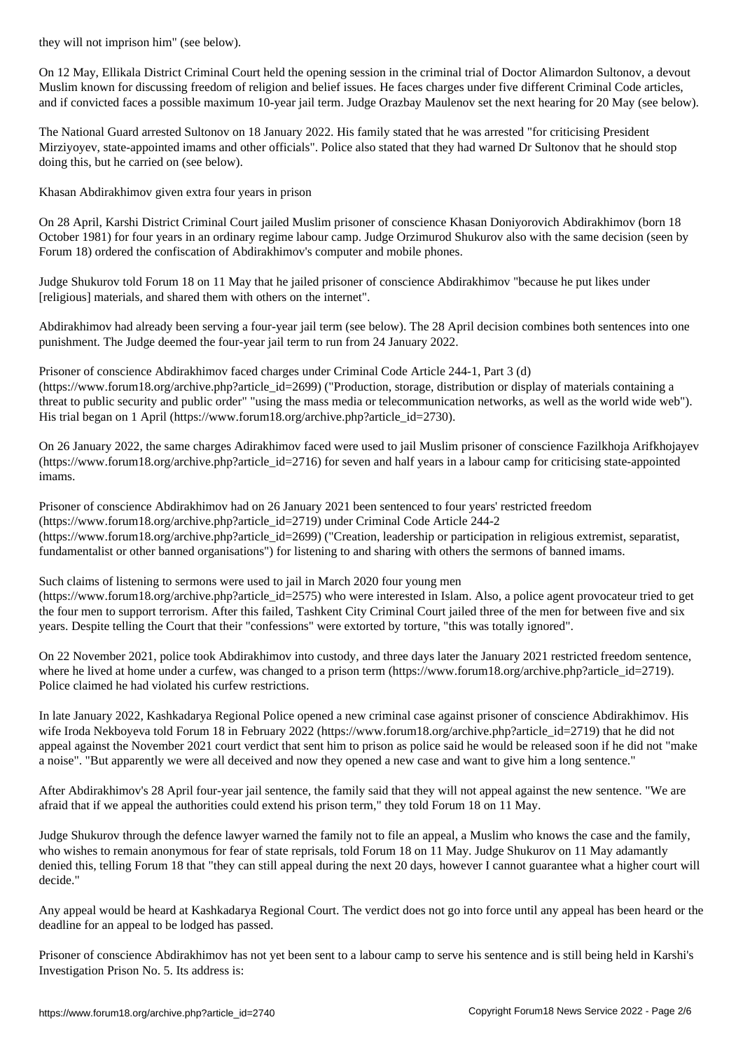they will not imprison him" (see below).

On 12 May, Ellikala District Criminal Court held the opening session in the criminal trial of Doctor Alimardon Sultonov, a devout Muslim known for discussing freedom of religion and belief issues. He faces charges under five different Criminal Code articles, and if convicted faces a possible maximum 10-year jail term. Judge Orazbay Maulenov set the next hearing for 20 May (see below).

The National Guard arrested Sultonov on 18 January 2022. His family stated that he was arrested "for criticising President Mirziyoyev, state-appointed imams and other officials". Police also stated that they had warned Dr Sultonov that he should stop doing this, but he carried on (see below).

## Khasan Abdirakhimov given extra four years in prison

On 28 April, Karshi District Criminal Court jailed Muslim prisoner of conscience Khasan Doniyorovich Abdirakhimov (born 18 October 1981) for four years in an ordinary regime labour camp. Judge Orzimurod Shukurov also with the same decision (seen by Forum 18) ordered the confiscation of Abdirakhimov's computer and mobile phones.

Judge Shukurov told Forum 18 on 11 May that he jailed prisoner of conscience Abdirakhimov "because he put likes under [religious] materials, and shared them with others on the internet".

Abdirakhimov had already been serving a four-year jail term (see below). The 28 April decision combines both sentences into one punishment. The Judge deemed the four-year jail term to run from 24 January 2022.

Prisoner of conscience Abdirakhimov faced charges under Criminal Code Article 244-1, Part 3 (d) (https://www.forum18.org/archive.php?article_id=2699) ("Production, storage, distribution or display of materials containing a threat to public security and public order" "using the mass media or telecommunication networks, as well as the world wide web"). His trial began on 1 April (https://www.forum18.org/archive.php?article_id=2730).

On 26 January 2022, the same charges Adirakhimov faced were used to jail Muslim prisoner of conscience Fazilkhoja Arifkhojayev (https://www.forum18.org/archive.php?article_id=2716) for seven and half years in a labour camp for criticising state-appointed imams.

Prisoner of conscience Abdirakhimov had on 26 January 2021 been sentenced to four years' restricted freedom (https://www.forum18.org/archive.php?article_id=2719) under Criminal Code Article 244-2 (https://www.forum18.org/archive.php?article_id=2699) ("Creation, leadership or participation in religious extremist, separatist, fundamentalist or other banned organisations") for listening to and sharing with others the sermons of banned imams.

Such claims of listening to sermons were used to jail in March 2020 four young men (https://www.forum18.org/archive.php?article_id=2575) who were interested in Islam. Also, a police agent provocateur tried to get the four men to support terrorism. After this failed, Tashkent City Criminal Court jailed three of the men for between five and six years. Despite telling the Court that their "confessions" were extorted by torture, "this was totally ignored".

On 22 November 2021, police took Abdirakhimov into custody, and three days later the January 2021 restricted freedom sentence, where he lived at home under a curfew, was changed to a prison term (https://www.forum18.org/archive.php?article_id=2719). Police claimed he had violated his curfew restrictions.

In late January 2022, Kashkadarya Regional Police opened a new criminal case against prisoner of conscience Abdirakhimov. His wife Iroda Nekboyeva told Forum 18 in February 2022 (https://www.forum18.org/archive.php?article_id=2719) that he did not appeal against the November 2021 court verdict that sent him to prison as police said he would be released soon if he did not "make a noise". "But apparently we were all deceived and now they opened a new case and want to give him a long sentence."

After Abdirakhimov's 28 April four-year jail sentence, the family said that they will not appeal against the new sentence. "We are afraid that if we appeal the authorities could extend his prison term," they told Forum 18 on 11 May.

Judge Shukurov through the defence lawyer warned the family not to file an appeal, a Muslim who knows the case and the family, who wishes to remain anonymous for fear of state reprisals, told Forum 18 on 11 May. Judge Shukurov on 11 May adamantly denied this, telling Forum 18 that "they can still appeal during the next 20 days, however I cannot guarantee what a higher court will decide."

Any appeal would be heard at Kashkadarya Regional Court. The verdict does not go into force until any appeal has been heard or the deadline for an appeal to be lodged has passed.

Prisoner of conscience Abdirakhimov has not yet been sent to a labour camp to serve his sentence and is still being held in Karshi's Investigation Prison No. 5. Its address is: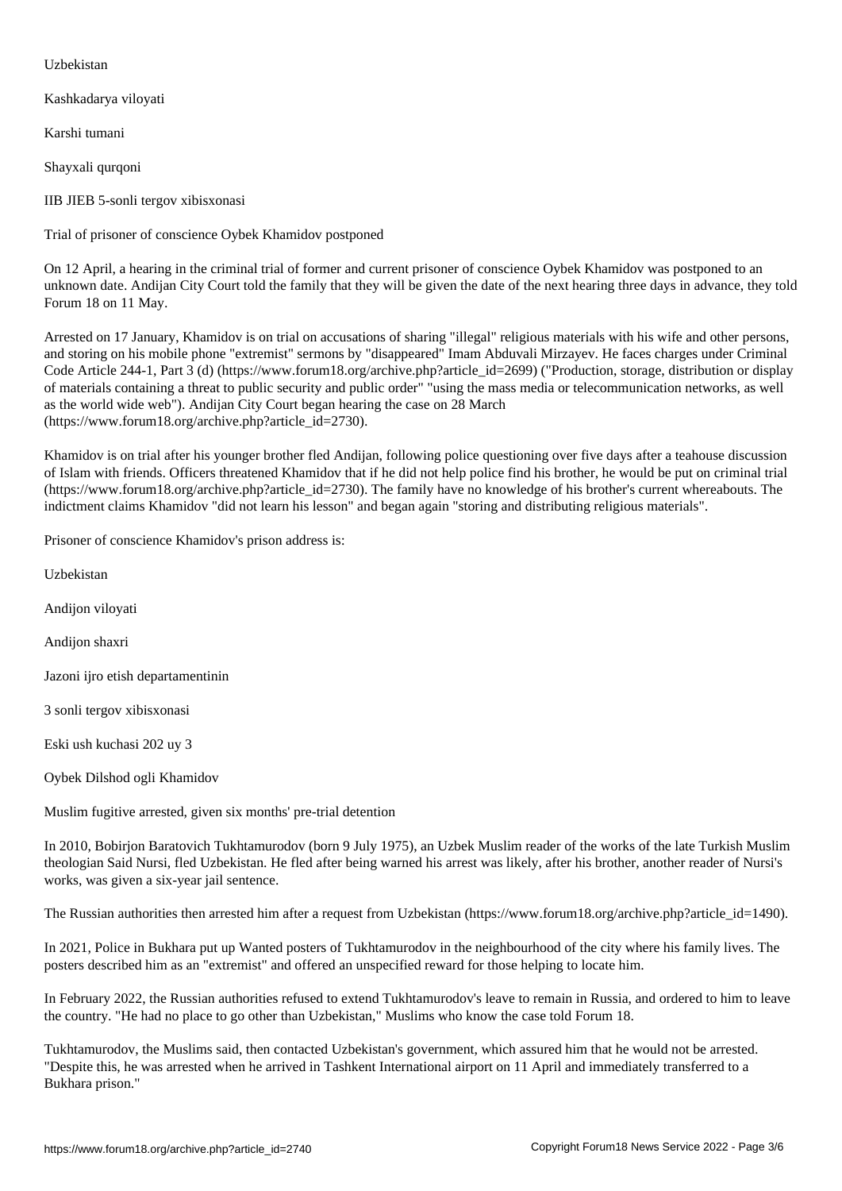Uzbekistan

Kashkadarya viloyati

Karshi tumani

Shayxali qurqoni

IIB JIEB 5-sonli tergov xibisxonasi

## Trial of prisoner of conscience Oybek Khamidov postponed

On 12 April, a hearing in the criminal trial of former and current prisoner of conscience Oybek Khamidov was postponed to an unknown date. Andijan City Court told the family that they will be given the date of the next hearing three days in advance, they told Forum 18 on 11 May.

Arrested on 17 January, Khamidov is on trial on accusations of sharing "illegal" religious materials with his wife and other persons, and storing on his mobile phone "extremist" sermons by "disappeared" Imam Abduvali Mirzayev. He faces charges under Criminal Code Article 244-1, Part 3 (d) (https://www.forum18.org/archive.php?article_id=2699) ("Production, storage, distribution or display of materials containing a threat to public security and public order" "using the mass media or telecommunication networks, as well as the world wide web"). Andijan City Court began hearing the case on 28 March (https://www.forum18.org/archive.php?article_id=2730).

Khamidov is on trial after his younger brother fled Andijan, following police questioning over five days after a teahouse discussion of Islam with friends. Officers threatened Khamidov that if he did not help police find his brother, he would be put on criminal trial (https://www.forum18.org/archive.php?article_id=2730). The family have no knowledge of his brother's current whereabouts. The indictment claims Khamidov "did not learn his lesson" and began again "storing and distributing religious materials".

Prisoner of conscience Khamidov's prison address is:

Uzbekistan

Andijon viloyati

Andijon shaxri

Jazoni ijro etish departamentinin

3 sonli tergov xibisxonasi

Eski ush kuchasi 202 uy 3

Oybek Dilshod ogli Khamidov

## Muslim fugitive arrested, given six months' pre-trial detention

In 2010, Bobirjon Baratovich Tukhtamurodov (born 9 July 1975), an Uzbek Muslim reader of the works of the late Turkish Muslim theologian Said Nursi, fled Uzbekistan. He fled after being warned his arrest was likely, after his brother, another reader of Nursi's works, was given a six-year jail sentence.

The Russian authorities then arrested him after a request from Uzbekistan (https://www.forum18.org/archive.php?article_id=1490).

In 2021, Police in Bukhara put up Wanted posters of Tukhtamurodov in the neighbourhood of the city where his family lives. The posters described him as an "extremist" and offered an unspecified reward for those helping to locate him.

In February 2022, the Russian authorities refused to extend Tukhtamurodov's leave to remain in Russia, and ordered to him to leave the country. "He had no place to go other than Uzbekistan," Muslims who know the case told Forum 18.

Tukhtamurodov, the Muslims said, then contacted Uzbekistan's government, which assured him that he would not be arrested. "Despite this, he was arrested when he arrived in Tashkent International airport on 11 April and immediately transferred to a Bukhara prison."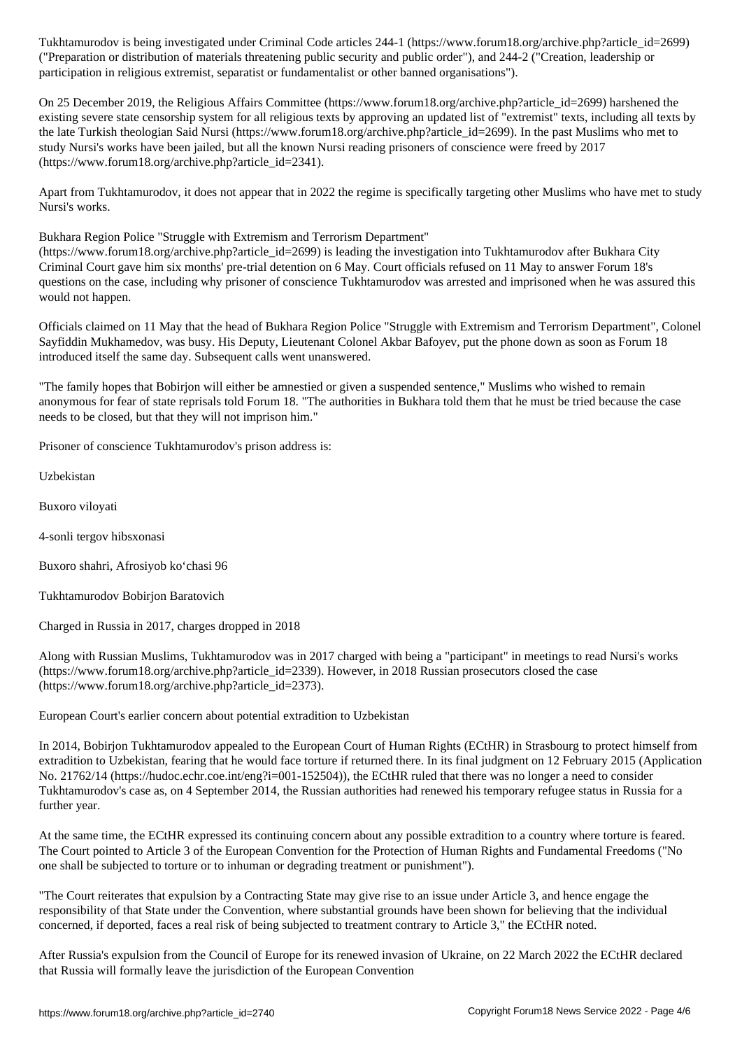Tukhtamurodov is being investigated under Criminal Code articles 244-1 (https://www.forum18.org/archive.php?article_id=2699) ("Preparation or distribution of materials threatening public security and public order"), and 244-2 ("Creation, leadership or participation in religious extremist, separatist or fundamentalist or other banned organisations").

On 25 December 2019, the Religious Affairs Committee (https://www.forum18.org/archive.php?article_id=2699) harshened the existing severe state censorship system for all religious texts by approving an updated list of "extremist" texts, including all texts by the late Turkish theologian Said Nursi (https://www.forum18.org/archive.php?article_id=2699). In the past Muslims who met to study Nursi's works have been jailed, but all the known Nursi reading prisoners of conscience were freed by 2017 (https://www.forum18.org/archive.php?article_id=2341).

Apart from Tukhtamurodov, it does not appear that in 2022 the regime is specifically targeting other Muslims who have met to study Nursi's works.

Bukhara Region Police "Struggle with Extremism and Terrorism Department" (https://www.forum18.org/archive.php?article_id=2699) is leading the investigation into Tukhtamurodov after Bukhara City Criminal Court gave him six months' pre-trial detention on 6 May. Court officials refused on 11 May to answer Forum 18's questions on the case, including why prisoner of conscience Tukhtamurodov was arrested and imprisoned when he was assured this would not happen.

Officials claimed on 11 May that the head of Bukhara Region Police "Struggle with Extremism and Terrorism Department", Colonel Sayfiddin Mukhamedov, was busy. His Deputy, Lieutenant Colonel Akbar Bafoyev, put the phone down as soon as Forum 18 introduced itself the same day. Subsequent calls went unanswered.

"The family hopes that Bobirjon will either be amnestied or given a suspended sentence," Muslims who wished to remain anonymous for fear of state reprisals told Forum 18. "The authorities in Bukhara told them that he must be tried because the case needs to be closed, but that they will not imprison him."

Prisoner of conscience Tukhtamurodov's prison address is:

Uzbekistan

Buxoro viloyati

4-sonli tergov hibsxonasi

Buxoro shahri, Afrosiyob ko'chasi 96

Tukhtamurodov Bobirjon Baratovich

## Charged in Russia in 2017, charges dropped in 2018

Along with Russian Muslims, Tukhtamurodov was in 2017 charged with being a "participant" in meetings to read Nursi's works (https://www.forum18.org/archive.php?article_id=2339). However, in 2018 Russian prosecutors closed the case (https://www.forum18.org/archive.php?article_id=2373).

## European Court's earlier concern about potential extradition to Uzbekistan

In 2014, Bobirjon Tukhtamurodov appealed to the European Court of Human Rights (ECtHR) in Strasbourg to protect himself from extradition to Uzbekistan, fearing that he would face torture if returned there. In its final judgment on 12 February 2015 (Application No. 21762/14 (https://hudoc.echr.coe.int/eng?i=001-152504)), the ECtHR ruled that there was no longer a need to consider Tukhtamurodov's case as, on 4 September 2014, the Russian authorities had renewed his temporary refugee status in Russia for a further year.

At the same time, the ECtHR expressed its continuing concern about any possible extradition to a country where torture is feared. The Court pointed to Article 3 of the European Convention for the Protection of Human Rights and Fundamental Freedoms ("No one shall be subjected to torture or to inhuman or degrading treatment or punishment").

"The Court reiterates that expulsion by a Contracting State may give rise to an issue under Article 3, and hence engage the responsibility of that State under the Convention, where substantial grounds have been shown for believing that the individual concerned, if deported, faces a real risk of being subjected to treatment contrary to Article 3," the ECtHR noted.

After Russia's expulsion from the Council of Europe for its renewed invasion of Ukraine, on 22 March 2022 the ECtHR declared that Russia will formally leave the jurisdiction of the European Convention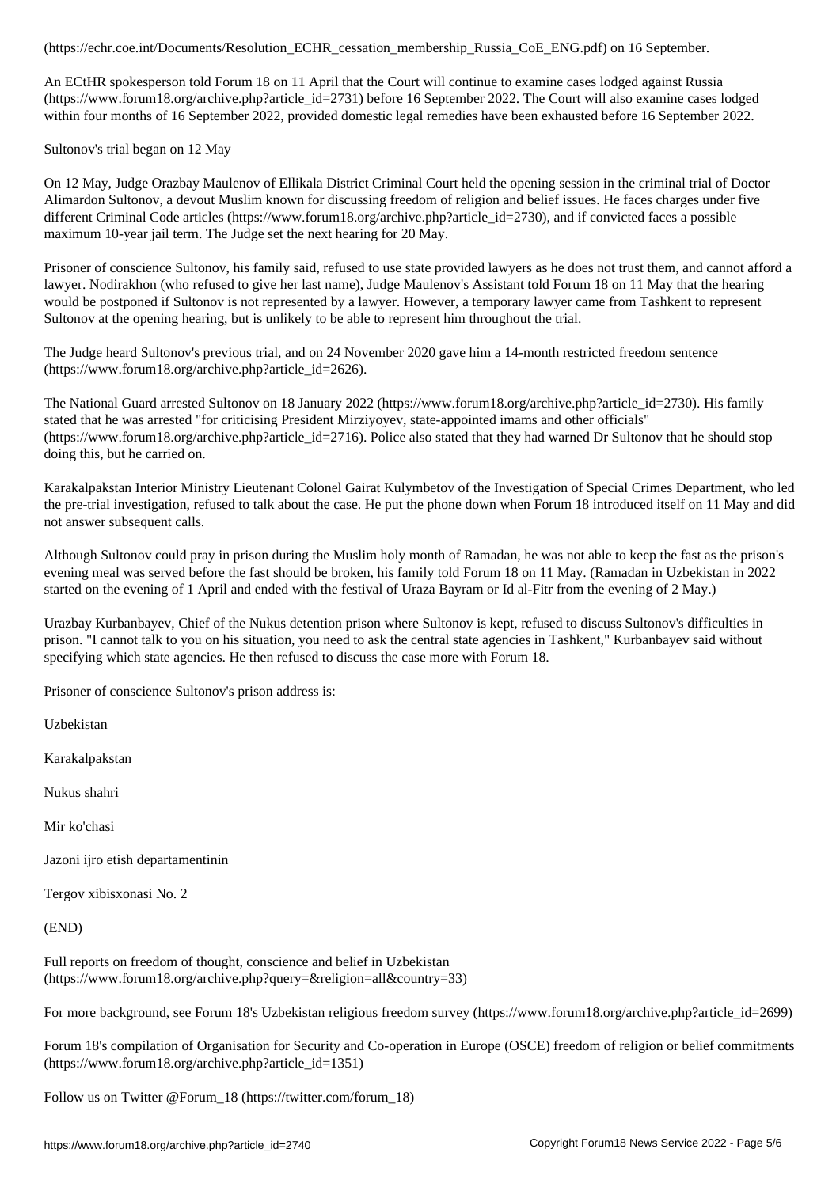(https://echr.coe.int/Documents/Resolution_ECHR_cessation_membership_Russia_CoE_ENG.pdf) on 16 September.

An ECtHR spokesperson told Forum 18 on 11 April that the Court will continue to examine cases lodged against Russia (https://www.forum18.org/archive.php?article_id=2731) before 16 September 2022. The Court will also examine cases lodged within four months of 16 September 2022, provided domestic legal remedies have been exhausted before 16 September 2022.

Sultonov's trial began on 12 May

On 12 May, Judge Orazbay Maulenov of Ellikala District Criminal Court held the opening session in the criminal trial of Doctor Alimardon Sultonov, a devout Muslim known for discussing freedom of religion and belief issues. He faces charges under five different Criminal Code articles (https://www.forum18.org/archive.php?article_id=2730), and if convicted faces a possible maximum 10-year jail term. The Judge set the next hearing for 20 May.

Prisoner of conscience Sultonov, his family said, refused to use state provided lawyers as he does not trust them, and cannot afford a lawyer. Nodirakhon (who refused to give her last name), Judge Maulenov's Assistant told Forum 18 on 11 May that the hearing would be postponed if Sultonov is not represented by a lawyer. However, a temporary lawyer came from Tashkent to represent Sultonov at the opening hearing, but is unlikely to be able to represent him throughout the trial.

The Judge heard Sultonov's previous trial, and on 24 November 2020 gave him a 14-month restricted freedom sentence (https://www.forum18.org/archive.php?article_id=2626).

The National Guard arrested Sultonov on 18 January 2022 (https://www.forum18.org/archive.php?article_id=2730). His family stated that he was arrested "for criticising President Mirziyoyev, state-appointed imams and other officials" (https://www.forum18.org/archive.php?article_id=2716). Police also stated that they had warned Dr Sultonov that he should stop doing this, but he carried on.

Karakalpakstan Interior Ministry Lieutenant Colonel Gairat Kulymbetov of the Investigation of Special Crimes Department, who led the pre-trial investigation, refused to talk about the case. He put the phone down when Forum 18 introduced itself on 11 May and did not answer subsequent calls.

Although Sultonov could pray in prison during the Muslim holy month of Ramadan, he was not able to keep the fast as the prison's evening meal was served before the fast should be broken, his family told Forum 18 on 11 May. (Ramadan in Uzbekistan in 2022 started on the evening of 1 April and ended with the festival of Uraza Bayram or Id al-Fitr from the evening of 2 May.)

Urazbay Kurbanbayev, Chief of the Nukus detention prison where Sultonov is kept, refused to discuss Sultonov's difficulties in prison. "I cannot talk to you on his situation, you need to ask the central state agencies in Tashkent," Kurbanbayev said without specifying which state agencies. He then refused to discuss the case more with Forum 18.

Prisoner of conscience Sultonov's prison address is:

Uzbekistan

Karakalpakstan

Nukus shahri

Mir ko'chasi

Jazoni ijro etish departamentinin

Tergov xibisxonasi No. 2

(END)

Full reports on freedom of thought, conscience and belief in Uzbekistan (https://www.forum18.org/archive.php?query=&religion=all&country=33)

For more background, see Forum 18's Uzbekistan religious freedom survey (https://www.forum18.org/archive.php?article_id=2699)

Forum 18's compilation of Organisation for Security and Co-operation in Europe (OSCE) freedom of religion or belief commitments (https://www.forum18.org/archive.php?article_id=1351)

Follow us on Twitter @Forum_18 (https://twitter.com/forum_18)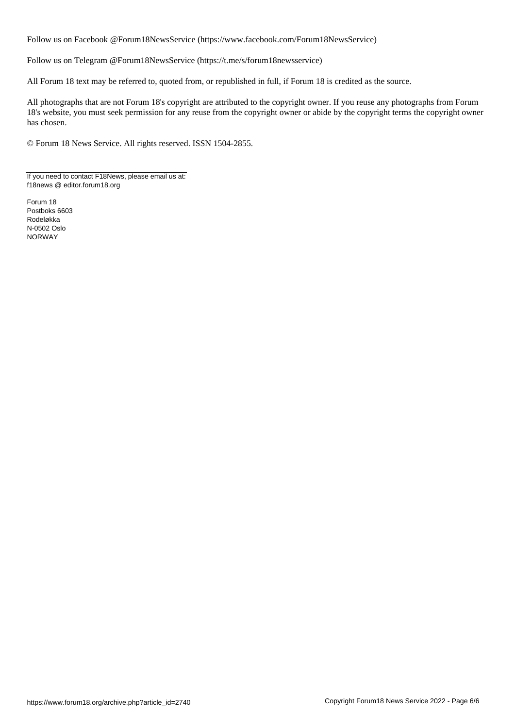Follow us on Facebook @Forum18NewsService (https://www.facebook.com/Forum18NewsService)

Follow us on Telegram @Forum18NewsService (https://t.me/s/forum18newsservice)

All Forum 18 text may be referred to, quoted from, or republished in full, if Forum 18 is credited as the source.

All photographs that are not Forum 18's copyright are attributed to the copyright owner. If you reuse any photographs from Forum 18's website, you must seek permission for any reuse from the copyright owner or abide by the copyright terms the copyright owner has chosen.

© Forum 18 News Service. All rights reserved. ISSN 1504-2855.

If you need to contact F18News, please email us at:
f18news @ editor.forum18.org

Forum 18
Postboks 6603
Rodeløkka
N-0502 Oslo
NORWAY